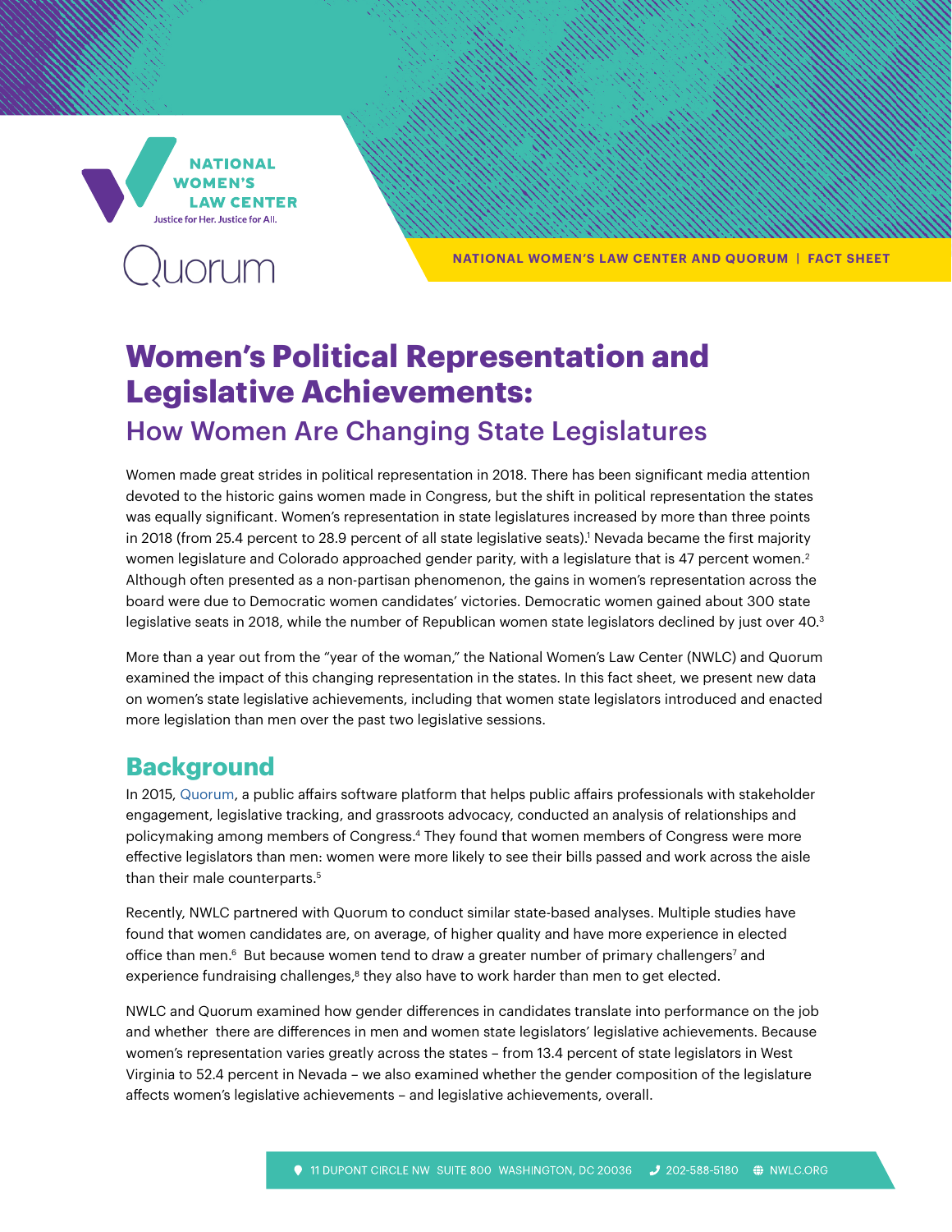NATIONAL WOMEN'S LAW CENTER AND QUORUM | FACT SHEET

# Women's Political Representation and Legislative Achievements:

## How Women Are Changing State Legislatures

Women made great strides in political representation in 2018. There has been significant media attention devoted to the historic gains women made in Congress, but the shift in political representation the states was equally significant. Women's representation in state legislatures increased by more than three points in 2018 (from 25.4 percent to 28.9 percent of all state legislative seats).[1] Nevada became the first majority women legislature and Colorado approached gender parity, with a legislature that is 47 percent women.[2] Although often presented as a non-partisan phenomenon, the gains in women's representation across the board were due to Democratic women candidates' victories. Democratic women gained about 300 state legislative seats in 2018, while the number of Republican women state legislators declined by just over 40.[3]

More than a year out from the "year of the woman," the National Women's Law Center (NWLC) and Quorum examined the impact of this changing representation in the states. In this fact sheet, we present new data on women's state legislative achievements, including that women state legislators introduced and enacted more legislation than men over the past two legislative sessions.

## Background

In 2015, Quorum, a public affairs software platform that helps public affairs professionals with stakeholder engagement, legislative tracking, and grassroots advocacy, conducted an analysis of relationships and policymaking among members of Congress.[4] They found that women members of Congress were more effective legislators than men: women were more likely to see their bills passed and work across the aisle than their male counterparts.[5]

Recently, NWLC partnered with Quorum to conduct similar state-based analyses. Multiple studies have found that women candidates are, on average, of higher quality and have more experience in elected office than men.[6] But because women tend to draw a greater number of primary challengers[7] and experience fundraising challenges,[8] they also have to work harder than men to get elected.

NWLC and Quorum examined how gender differences in candidates translate into performance on the job and whether there are differences in men and women state legislators' legislative achievements. Because women's representation varies greatly across the states – from 13.4 percent of state legislators in West Virginia to 52.4 percent in Nevada – we also examined whether the gender composition of the legislature affects women's legislative achievements – and legislative achievements, overall.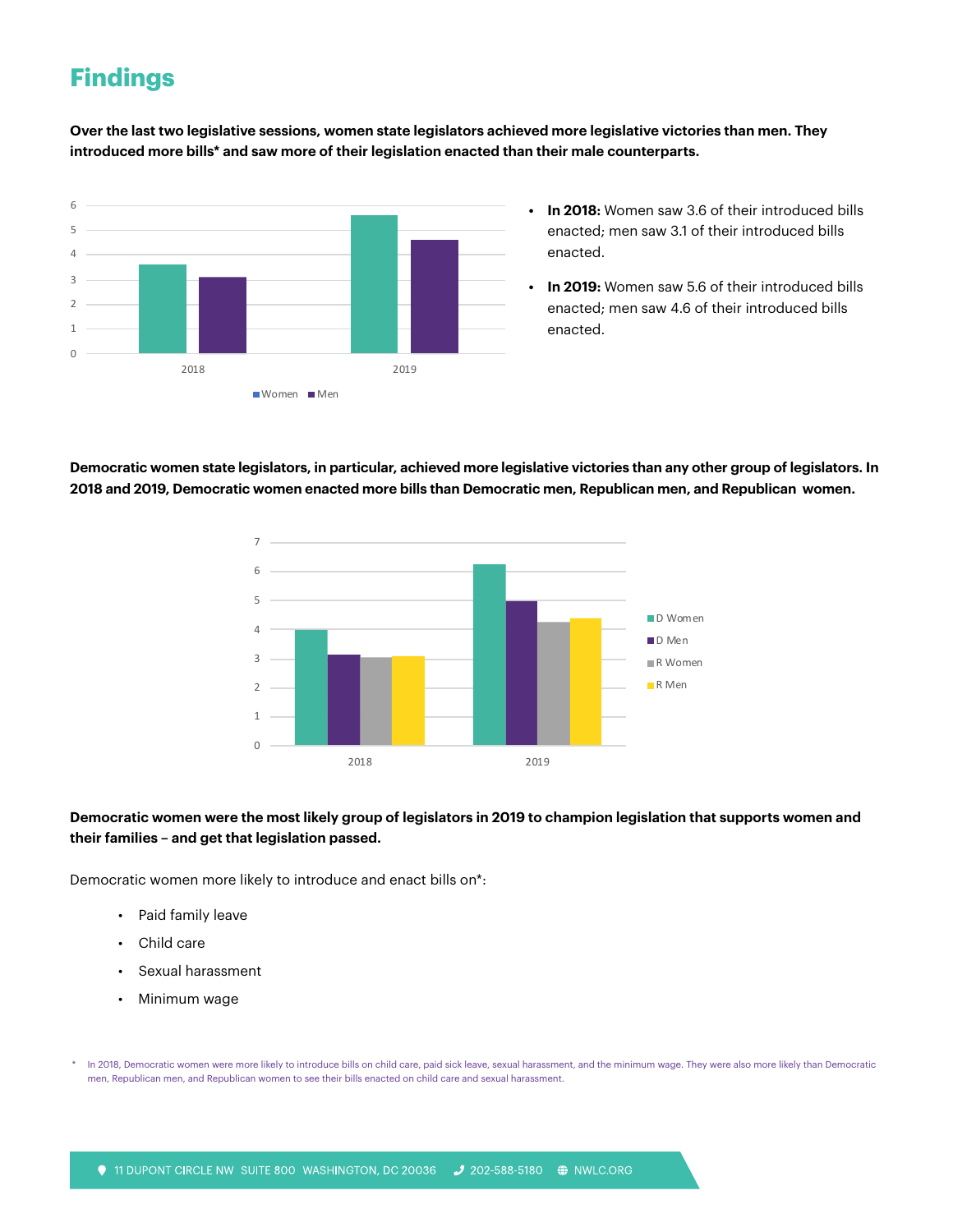## Findings

**Over the last two legislative sessions, women state legislators achieved more legislative victories than men. They introduced more bills* and saw more of their legislation enacted than their male counterparts.**

- **In 2018:** Women saw 3.6 of their introduced bills enacted; men saw 3.1 of their introduced bills enacted.
- **In 2019:** Women saw 5.6 of their introduced bills enacted; men saw 4.6 of their introduced bills enacted.

**Democratic women state legislators, in particular, achieved more legislative victories than any other group of legislators. In 2018 and 2019, Democratic women enacted more bills than Democratic men, Republican men, and Republican women.**

**Democratic women were the most likely group of legislators in 2019 to champion legislation that supports women and their families – and get that legislation passed.**

Democratic women more likely to introduce and enact bills on*:

- Paid family leave
- Child care
- Sexual harassment
- Minimum wage

\* In 2018, Democratic women were more likely to introduce bills on child care, paid sick leave, sexual harassment, and the minimum wage. They were also more likely than Democratic men, Republican men, and Republican women to see their bills enacted on child care and sexual harassment.

11 DUPONT CIRCLE NW SUITE 800 WASHINGTON, DC 20036 202-588-5180 NWLC.ORG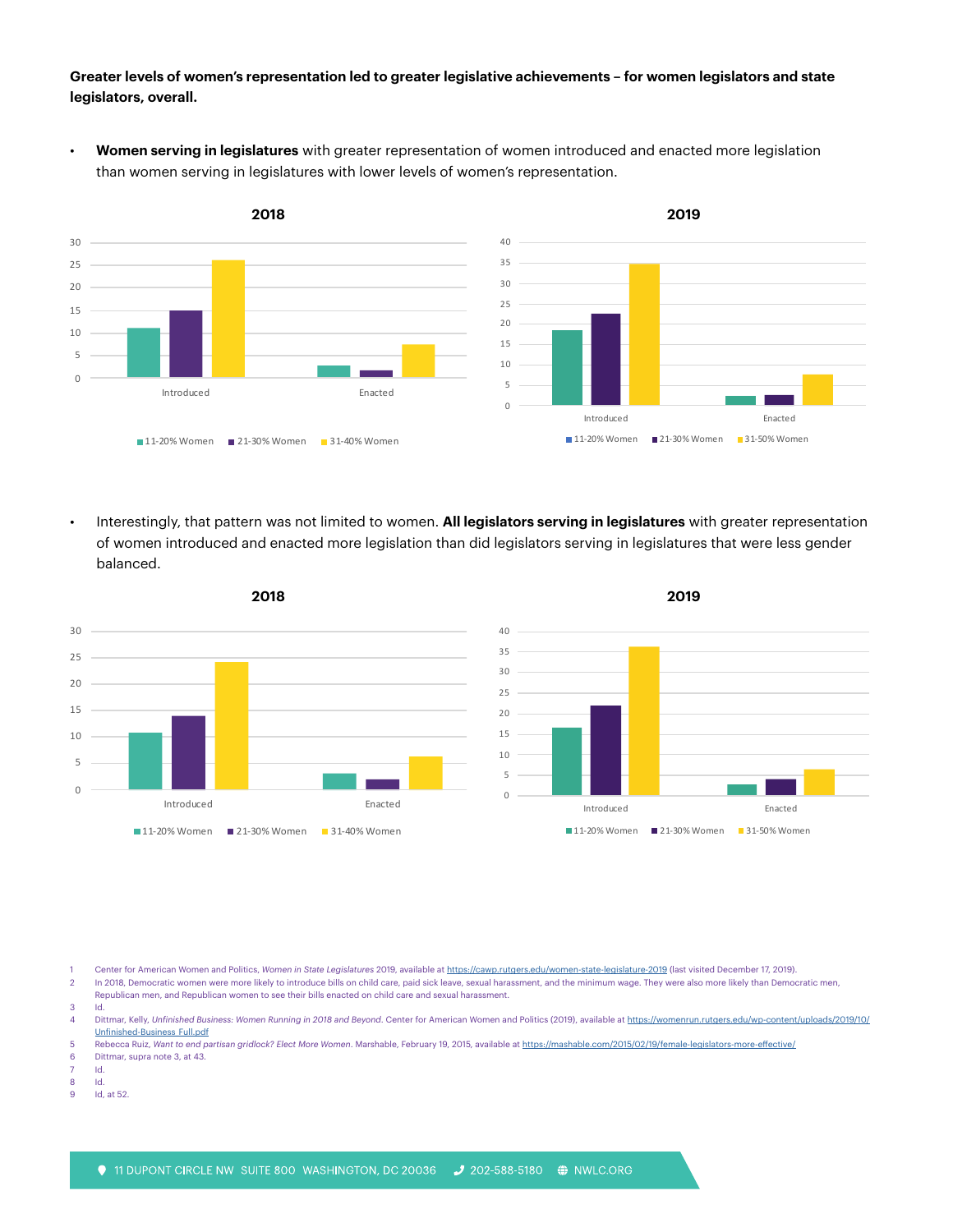**Greater levels of women's representation led to greater legislative achievements – for women legislators and state legislators, overall.**

- **Women serving in legislatures** with greater representation of women introduced and enacted more legislation than women serving in legislatures with lower levels of women's representation.

**2018**

30
25
20
15
10
5
0

Introduced
Enacted

11-20% Women
21-30% Women
31-40% Women

**2019**

40
35
30
25
20
15
10
5
0

Introduced
Enacted

11-20% Women
21-30% Women
31-50% Women

- Interestingly, that pattern was not limited to women. **All legislators serving in legislatures** with greater representation of women introduced and enacted more legislation than did legislators serving in legislatures that were less gender balanced.

**2018**

30
25
20
15
10
5
0

Introduced
Enacted

11-20% Women
21-30% Women
31-40% Women

**2019**

40
35
30
25
20
15
10
5
0

Introduced
Enacted

11-20% Women
21-30% Women
31-50% Women

1 Center for American Women and Politics, *Women in State Legislatures* 2019, available at https://cawp.rutgers.edu/women-state-legislature-2019 (last visited December 17, 2019).
2 In 2018, Democratic women were more likely to introduce bills on child care, paid sick leave, sexual harassment, and the minimum wage. They were also more likely than Democratic men, Republican men, and Republican women to see their bills enacted on child care and sexual harassment.
3 Id.
4 Dittmar, Kelly, *Unfinished Business: Women Running in 2018 and Beyond*. Center for American Women and Politics (2019), available at https://womenrun.rutgers.edu/wp-content/uploads/2019/10/Unfinished-Business_Full.pdf
5 Rebecca Ruiz, *Want to end partisan gridlock? Elect More Women*. Marshable, February 19, 2015, available at https://mashable.com/2015/02/19/female-legislators-more-effective/
6 Dittmar, supra note 3, at 43.
7 Id.
8 Id.
9 Id, at 52.

11 DUPONT CIRCLE NW SUITE 800 WASHINGTON, DC 20036 202-588-5180 NWLC.ORG